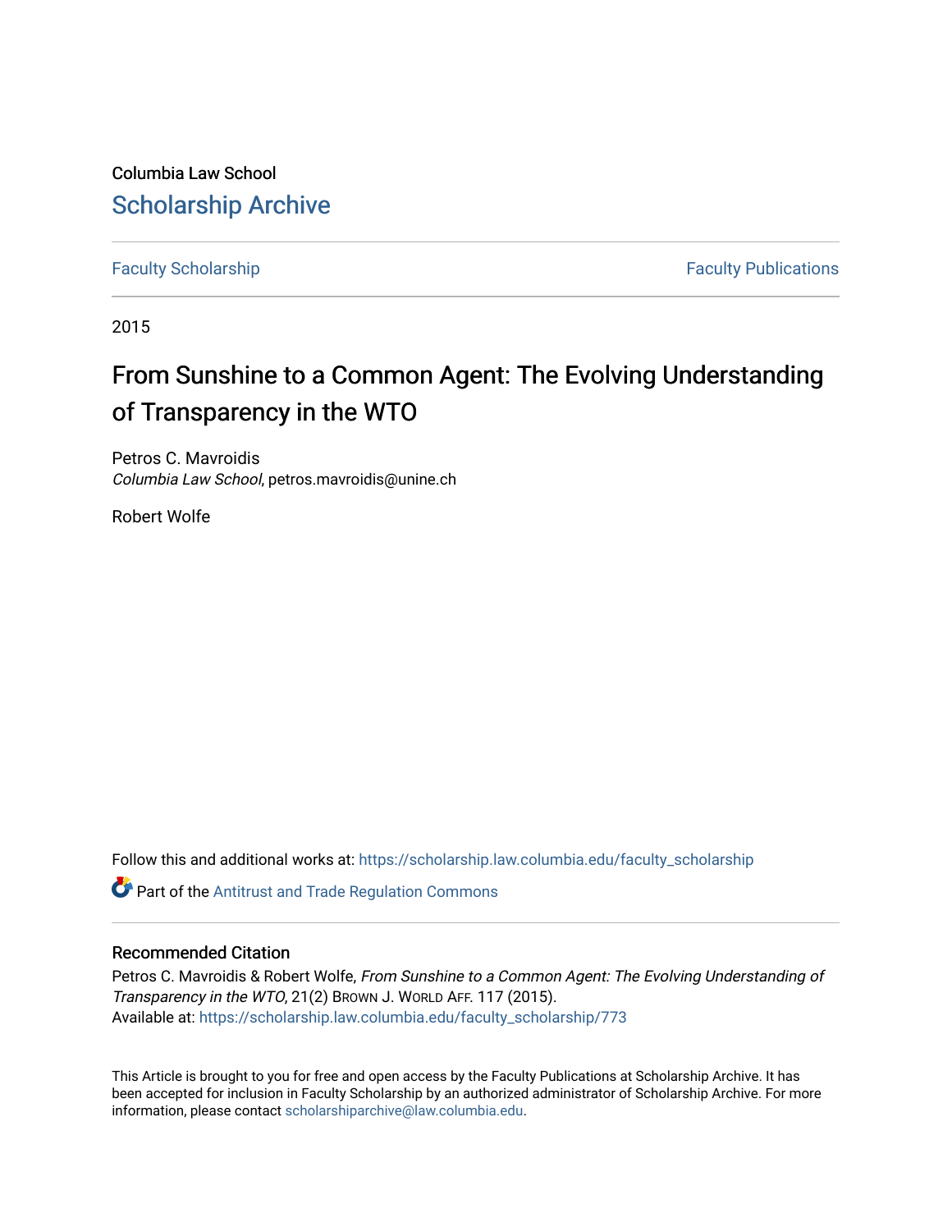Columbia Law School

# Scholarship Archive

Faculty Scholarship | Faculty Publications

2015

## From Sunshine to a Common Agent: The Evolving Understanding of Transparency in the WTO

Petros C. Mavroidis
*Columbia Law School*, petros.mavroidis@unine.ch

Robert Wolfe

Follow this and additional works at: https://scholarship.law.columbia.edu/faculty_scholarship

Part of the Antitrust and Trade Regulation Commons

### Recommended Citation

Petros C. Mavroidis & Robert Wolfe, *From Sunshine to a Common Agent: The Evolving Understanding of Transparency in the WTO*, 21(2) Brown J. World Aff. 117 (2015).
Available at: https://scholarship.law.columbia.edu/faculty_scholarship/773

This Article is brought to you for free and open access by the Faculty Publications at Scholarship Archive. It has been accepted for inclusion in Faculty Scholarship by an authorized administrator of Scholarship Archive. For more information, please contact scholarshiparchive@law.columbia.edu.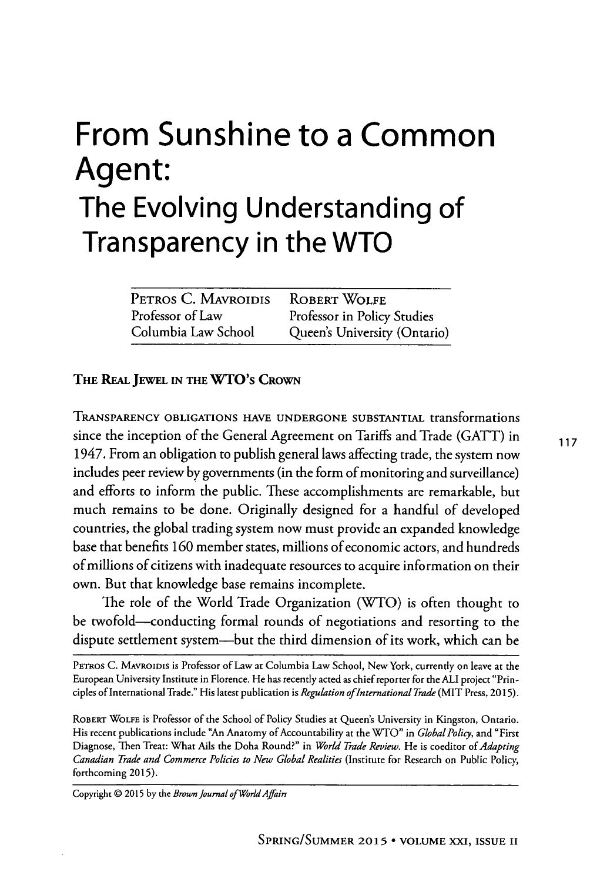# From Sunshine to a Common Agent: The Evolving Understanding of Transparency in the WTO

| Petros C. Mavroidis | Robert Wolfe |
| --- | --- |
| Professor of Law | Professor in Policy Studies |
| Columbia Law School | Queen's University (Ontario) |

## The Real Jewel in the WTO's Crown

Transparency obligations have undergone substantial transformations since the inception of the General Agreement on Tariffs and Trade (GATT) in 1947. From an obligation to publish general laws affecting trade, the system now includes peer review by governments (in the form of monitoring and surveillance) and efforts to inform the public. These accomplishments are remarkable, but much remains to be done. Originally designed for a handful of developed countries, the global trading system now must provide an expanded knowledge base that benefits 160 member states, millions of economic actors, and hundreds of millions of citizens with inadequate resources to acquire information on their own. But that knowledge base remains incomplete.

The role of the World Trade Organization (WTO) is often thought to be twofold—conducting formal rounds of negotiations and resorting to the dispute settlement system—but the third dimension of its work, which can be

---

Petros C. Mavroidis is Professor of Law at Columbia Law School, New York, currently on leave at the European University Institute in Florence. He has recently acted as chief reporter for the ALI project "Principles of International Trade." His latest publication is *Regulation of International Trade* (MIT Press, 2015).

Robert Wolfe is Professor of the School of Policy Studies at Queen's University in Kingston, Ontario. His recent publications include "An Anatomy of Accountability at the WTO" in *Global Policy*, and "First Diagnose, Then Treat: What Ails the Doha Round?" in *World Trade Review*. He is coeditor of *Adapting Canadian Trade and Commerce Policies to New Global Realities* (Institute for Research on Public Policy, forthcoming 2015).

Copyright © 2015 by the *Brown Journal of World Affairs*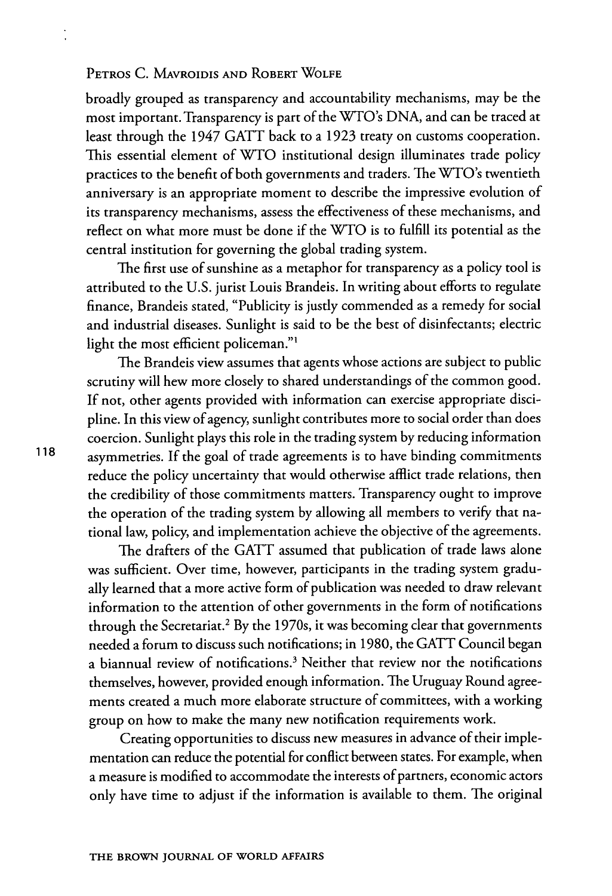broadly grouped as transparency and accountability mechanisms, may be the most important. Transparency is part of the WTO's DNA, and can be traced at least through the 1947 GATT back to a 1923 treaty on customs cooperation. This essential element of WTO institutional design illuminates trade policy practices to the benefit of both governments and traders. The WTO's twentieth anniversary is an appropriate moment to describe the impressive evolution of its transparency mechanisms, assess the effectiveness of these mechanisms, and reflect on what more must be done if the WTO is to fulfill its potential as the central institution for governing the global trading system.

The first use of sunshine as a metaphor for transparency as a policy tool is attributed to the U.S. jurist Louis Brandeis. In writing about efforts to regulate finance, Brandeis stated, "Publicity is justly commended as a remedy for social and industrial diseases. Sunlight is said to be the best of disinfectants; electric light the most efficient policeman."[1]

The Brandeis view assumes that agents whose actions are subject to public scrutiny will hew more closely to shared understandings of the common good. If not, other agents provided with information can exercise appropriate discipline. In this view of agency, sunlight contributes more to social order than does coercion. Sunlight plays this role in the trading system by reducing information asymmetries. If the goal of trade agreements is to have binding commitments reduce the policy uncertainty that would otherwise afflict trade relations, then the credibility of those commitments matters. Transparency ought to improve the operation of the trading system by allowing all members to verify that national law, policy, and implementation achieve the objective of the agreements.

The drafters of the GATT assumed that publication of trade laws alone was sufficient. Over time, however, participants in the trading system gradually learned that a more active form of publication was needed to draw relevant information to the attention of other governments in the form of notifications through the Secretariat.[2] By the 1970s, it was becoming clear that governments needed a forum to discuss such notifications; in 1980, the GATT Council began a biannual review of notifications.[3] Neither that review nor the notifications themselves, however, provided enough information. The Uruguay Round agreements created a much more elaborate structure of committees, with a working group on how to make the many new notification requirements work.

Creating opportunities to discuss new measures in advance of their implementation can reduce the potential for conflict between states. For example, when a measure is modified to accommodate the interests of partners, economic actors only have time to adjust if the information is available to them. The original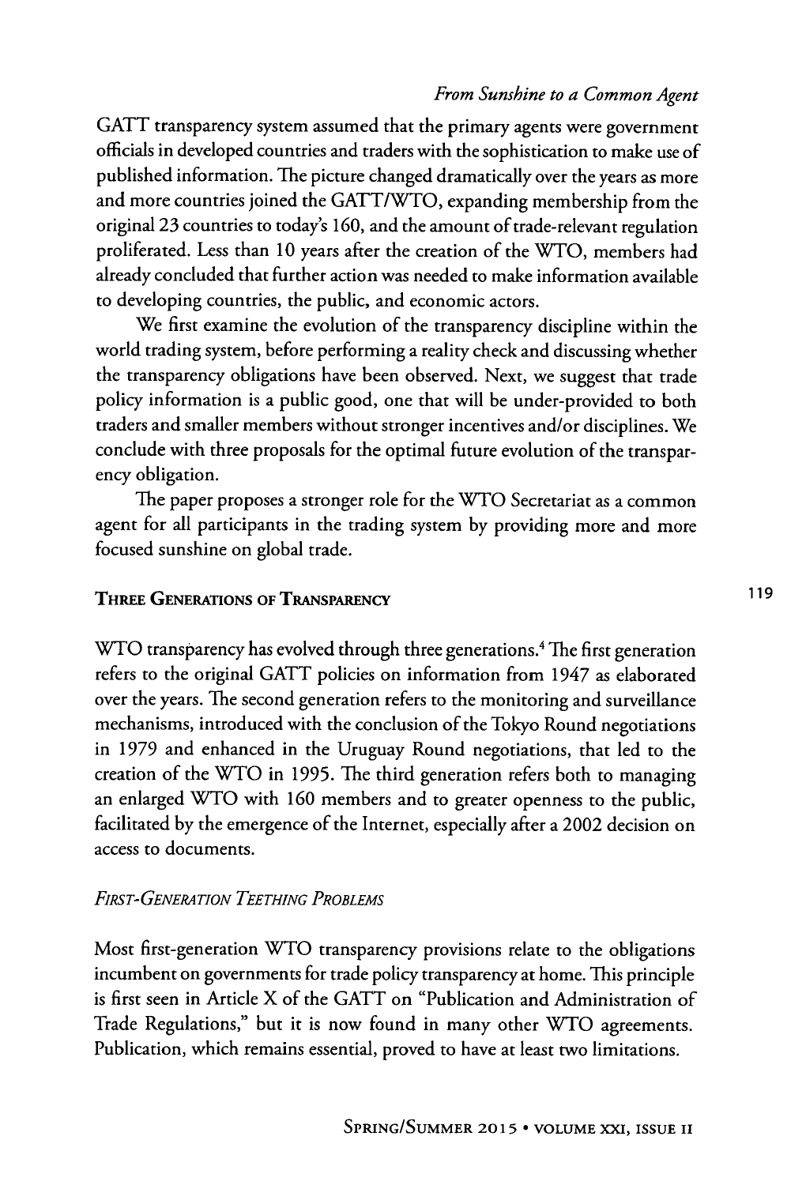GATT transparency system assumed that the primary agents were government officials in developed countries and traders with the sophistication to make use of published information. The picture changed dramatically over the years as more and more countries joined the GATT/WTO, expanding membership from the original 23 countries to today's 160, and the amount of trade-relevant regulation proliferated. Less than 10 years after the creation of the WTO, members had already concluded that further action was needed to make information available to developing countries, the public, and economic actors.

We first examine the evolution of the transparency discipline within the world trading system, before performing a reality check and discussing whether the transparency obligations have been observed. Next, we suggest that trade policy information is a public good, one that will be under-provided to both traders and smaller members without stronger incentives and/or disciplines. We conclude with three proposals for the optimal future evolution of the transparency obligation.

The paper proposes a stronger role for the WTO Secretariat as a common agent for all participants in the trading system by providing more and more focused sunshine on global trade.

## Three Generations of Transparency

WTO transparency has evolved through three generations.[4] The first generation refers to the original GATT policies on information from 1947 as elaborated over the years. The second generation refers to the monitoring and surveillance mechanisms, introduced with the conclusion of the Tokyo Round negotiations in 1979 and enhanced in the Uruguay Round negotiations, that led to the creation of the WTO in 1995. The third generation refers both to managing an enlarged WTO with 160 members and to greater openness to the public, facilitated by the emergence of the Internet, especially after a 2002 decision on access to documents.

### *First-Generation Teething Problems*

Most first-generation WTO transparency provisions relate to the obligations incumbent on governments for trade policy transparency at home. This principle is first seen in Article X of the GATT on "Publication and Administration of Trade Regulations," but it is now found in many other WTO agreements. Publication, which remains essential, proved to have at least two limitations.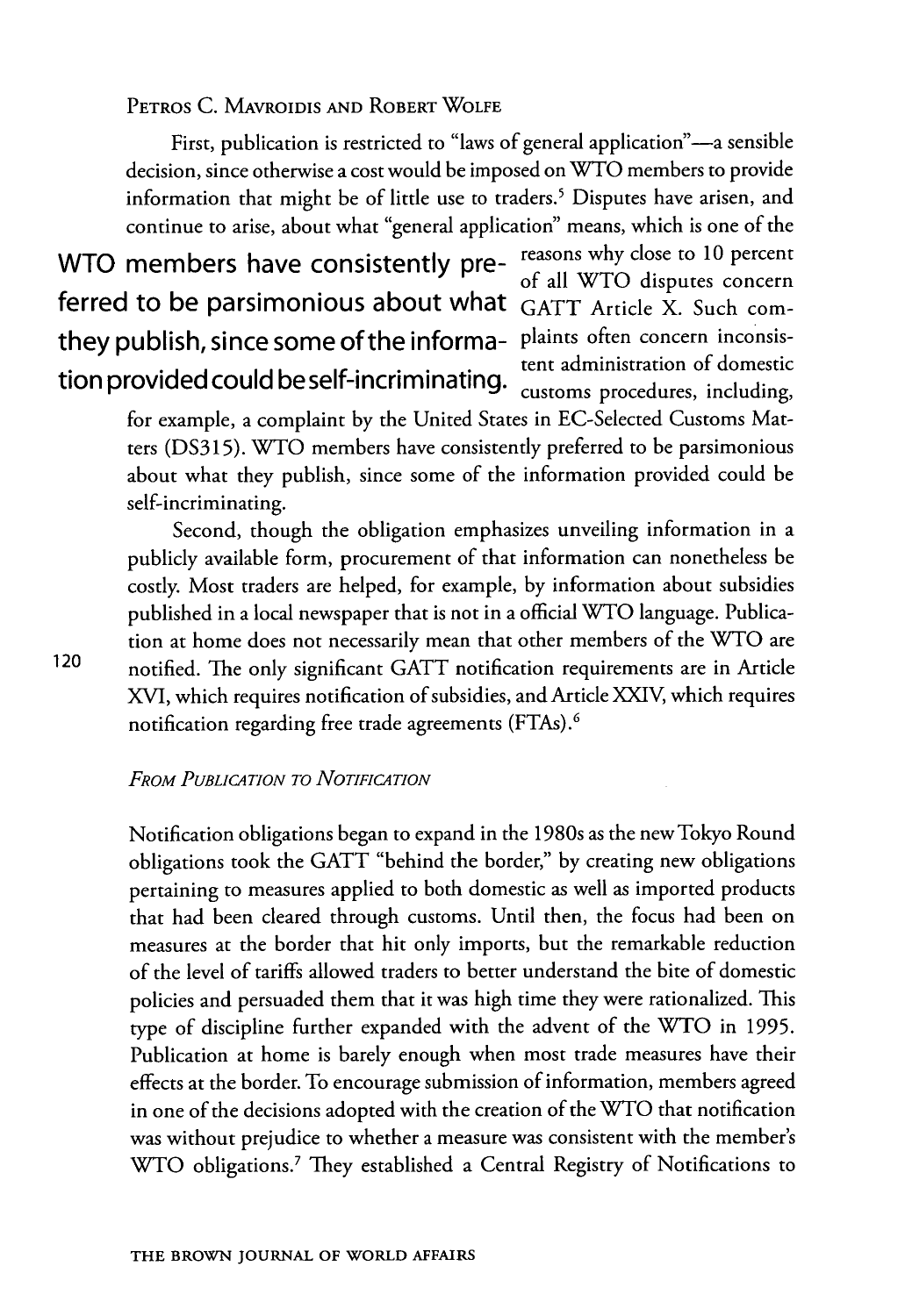First, publication is restricted to "laws of general application"—a sensible decision, since otherwise a cost would be imposed on WTO members to provide information that might be of little use to traders.[5] Disputes have arisen, and continue to arise, about what "general application" means, which is one of the reasons why close to 10 percent of all WTO disputes concern GATT Article X. Such complaints often concern inconsistent administration of domestic customs procedures, including, for example, a complaint by the United States in EC-Selected Customs Matters (DS315). WTO members have consistently preferred to be parsimonious about what they publish, since some of the information provided could be self-incriminating.

> **WTO members have consistently preferred to be parsimonious about what they publish, since some of the information provided could be self-incriminating.**

Second, though the obligation emphasizes unveiling information in a publicly available form, procurement of that information can nonetheless be costly. Most traders are helped, for example, by information about subsidies published in a local newspaper that is not in a official WTO language. Publication at home does not necessarily mean that other members of the WTO are notified. The only significant GATT notification requirements are in Article XVI, which requires notification of subsidies, and Article XXIV, which requires notification regarding free trade agreements (FTAs).[6]

*From Publication to Notification*

Notification obligations began to expand in the 1980s as the new Tokyo Round obligations took the GATT "behind the border," by creating new obligations pertaining to measures applied to both domestic as well as imported products that had been cleared through customs. Until then, the focus had been on measures at the border that hit only imports, but the remarkable reduction of the level of tariffs allowed traders to better understand the bite of domestic policies and persuaded them that it was high time they were rationalized. This type of discipline further expanded with the advent of the WTO in 1995. Publication at home is barely enough when most trade measures have their effects at the border. To encourage submission of information, members agreed in one of the decisions adopted with the creation of the WTO that notification was without prejudice to whether a measure was consistent with the member's WTO obligations.[7] They established a Central Registry of Notifications to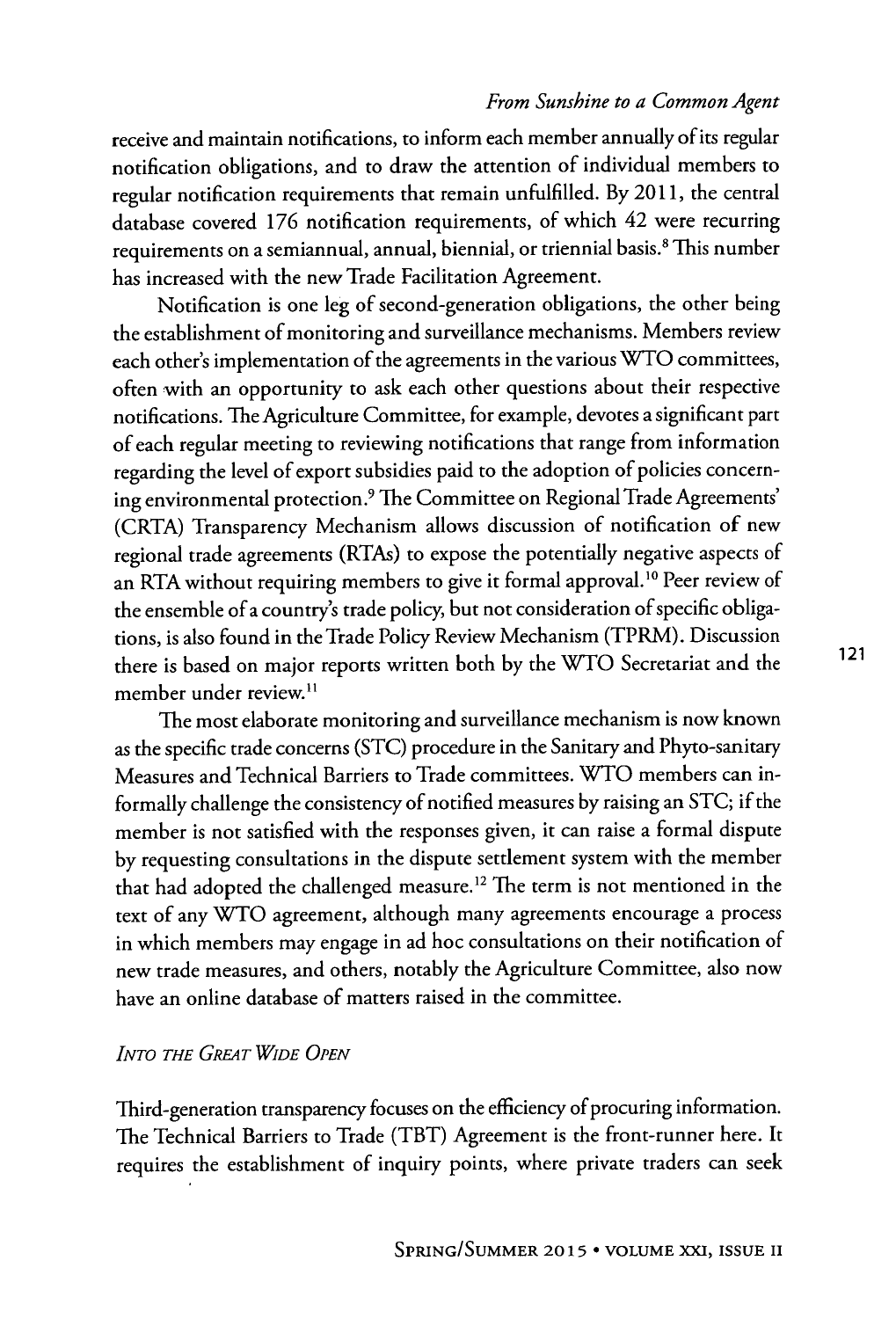receive and maintain notifications, to inform each member annually of its regular notification obligations, and to draw the attention of individual members to regular notification requirements that remain unfulfilled. By 2011, the central database covered 176 notification requirements, of which 42 were recurring requirements on a semiannual, annual, biennial, or triennial basis.[8] This number has increased with the new Trade Facilitation Agreement.

Notification is one leg of second-generation obligations, the other being the establishment of monitoring and surveillance mechanisms. Members review each other's implementation of the agreements in the various WTO committees, often with an opportunity to ask each other questions about their respective notifications. The Agriculture Committee, for example, devotes a significant part of each regular meeting to reviewing notifications that range from information regarding the level of export subsidies paid to the adoption of policies concerning environmental protection.[9] The Committee on Regional Trade Agreements' (CRTA) Transparency Mechanism allows discussion of notification of new regional trade agreements (RTAs) to expose the potentially negative aspects of an RTA without requiring members to give it formal approval.[10] Peer review of the ensemble of a country's trade policy, but not consideration of specific obligations, is also found in the Trade Policy Review Mechanism (TPRM). Discussion there is based on major reports written both by the WTO Secretariat and the member under review.[11]

The most elaborate monitoring and surveillance mechanism is now known as the specific trade concerns (STC) procedure in the Sanitary and Phyto-sanitary Measures and Technical Barriers to Trade committees. WTO members can informally challenge the consistency of notified measures by raising an STC; if the member is not satisfied with the responses given, it can raise a formal dispute by requesting consultations in the dispute settlement system with the member that had adopted the challenged measure.[12] The term is not mentioned in the text of any WTO agreement, although many agreements encourage a process in which members may engage in ad hoc consultations on their notification of new trade measures, and others, notably the Agriculture Committee, also now have an online database of matters raised in the committee.

### *Into the Great Wide Open*

Third-generation transparency focuses on the efficiency of procuring information. The Technical Barriers to Trade (TBT) Agreement is the front-runner here. It requires the establishment of inquiry points, where private traders can seek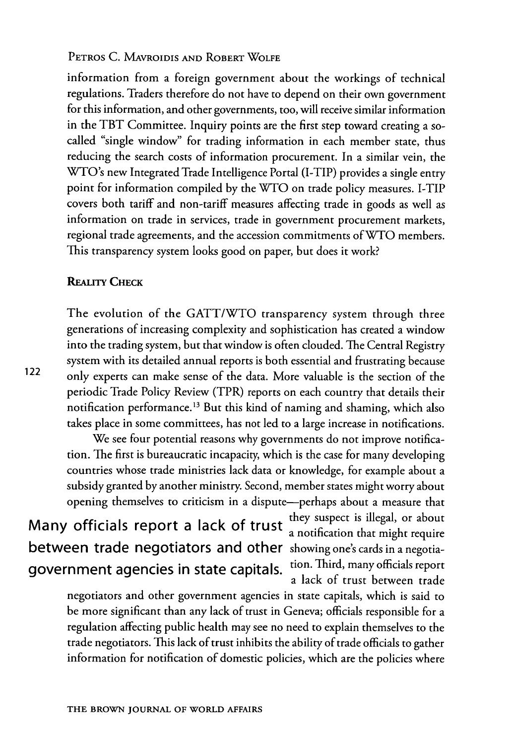information from a foreign government about the workings of technical regulations. Traders therefore do not have to depend on their own government for this information, and other governments, too, will receive similar information in the TBT Committee. Inquiry points are the first step toward creating a so-called "single window" for trading information in each member state, thus reducing the search costs of information procurement. In a similar vein, the WTO's new Integrated Trade Intelligence Portal (I-TIP) provides a single entry point for information compiled by the WTO on trade policy measures. I-TIP covers both tariff and non-tariff measures affecting trade in goods as well as information on trade in services, trade in government procurement markets, regional trade agreements, and the accession commitments of WTO members. This transparency system looks good on paper, but does it work?

## Reality Check

The evolution of the GATT/WTO transparency system through three generations of increasing complexity and sophistication has created a window into the trading system, but that window is often clouded. The Central Registry system with its detailed annual reports is both essential and frustrating because only experts can make sense of the data. More valuable is the section of the periodic Trade Policy Review (TPR) reports on each country that details their notification performance.[13] But this kind of naming and shaming, which also takes place in some committees, has not led to a large increase in notifications.

We see four potential reasons why governments do not improve notification. The first is bureaucratic incapacity, which is the case for many developing countries whose trade ministries lack data or knowledge, for example about a subsidy granted by another ministry. Second, member states might worry about opening themselves to criticism in a dispute—perhaps about a measure that they suspect is illegal, or about a notification that might require showing one's cards in a negotiation. Third, many officials report a lack of trust between trade negotiators and other government agencies in state capitals, which is said to be more significant than any lack of trust in Geneva; officials responsible for a regulation affecting public health may see no need to explain themselves to the trade negotiators. This lack of trust inhibits the ability of trade officials to gather information for notification of domestic policies, which are the policies where

**Many officials report a lack of trust between trade negotiators and other government agencies in state capitals.**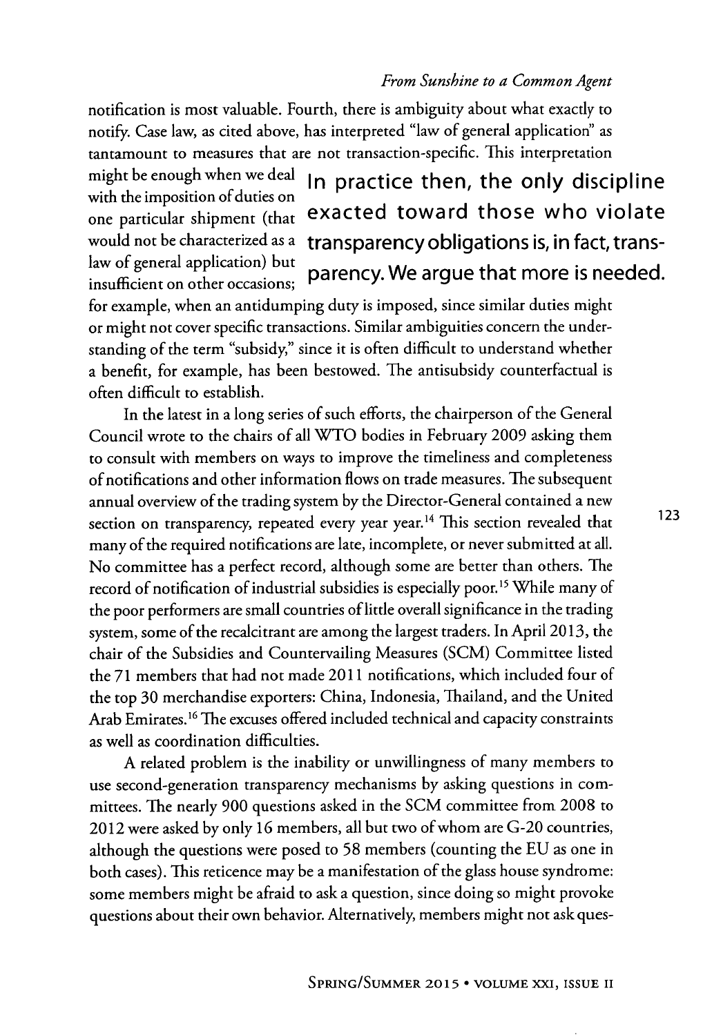notification is most valuable. Fourth, there is ambiguity about what exactly to notify. Case law, as cited above, has interpreted "law of general application" as tantamount to measures that are not transaction-specific. This interpretation might be enough when we deal with the imposition of duties on one particular shipment (that would not be characterized as a law of general application) but insufficient on other occasions; for example, when an antidumping duty is imposed, since similar duties might or might not cover specific transactions. Similar ambiguities concern the understanding of the term "subsidy," since it is often difficult to understand whether a benefit, for example, has been bestowed. The antisubsidy counterfactual is often difficult to establish.

**In practice then, the only discipline exacted toward those who violate transparency obligations is, in fact, transparency. We argue that more is needed.**

In the latest in a long series of such efforts, the chairperson of the General Council wrote to the chairs of all WTO bodies in February 2009 asking them to consult with members on ways to improve the timeliness and completeness of notifications and other information flows on trade measures. The subsequent annual overview of the trading system by the Director-General contained a new section on transparency, repeated every year year.[14] This section revealed that many of the required notifications are late, incomplete, or never submitted at all. No committee has a perfect record, although some are better than others. The record of notification of industrial subsidies is especially poor.[15] While many of the poor performers are small countries of little overall significance in the trading system, some of the recalcitrant are among the largest traders. In April 2013, the chair of the Subsidies and Countervailing Measures (SCM) Committee listed the 71 members that had not made 2011 notifications, which included four of the top 30 merchandise exporters: China, Indonesia, Thailand, and the United Arab Emirates.[16] The excuses offered included technical and capacity constraints as well as coordination difficulties.

A related problem is the inability or unwillingness of many members to use second-generation transparency mechanisms by asking questions in committees. The nearly 900 questions asked in the SCM committee from 2008 to 2012 were asked by only 16 members, all but two of whom are G-20 countries, although the questions were posed to 58 members (counting the EU as one in both cases). This reticence may be a manifestation of the glass house syndrome: some members might be afraid to ask a question, since doing so might provoke questions about their own behavior. Alternatively, members might not ask ques-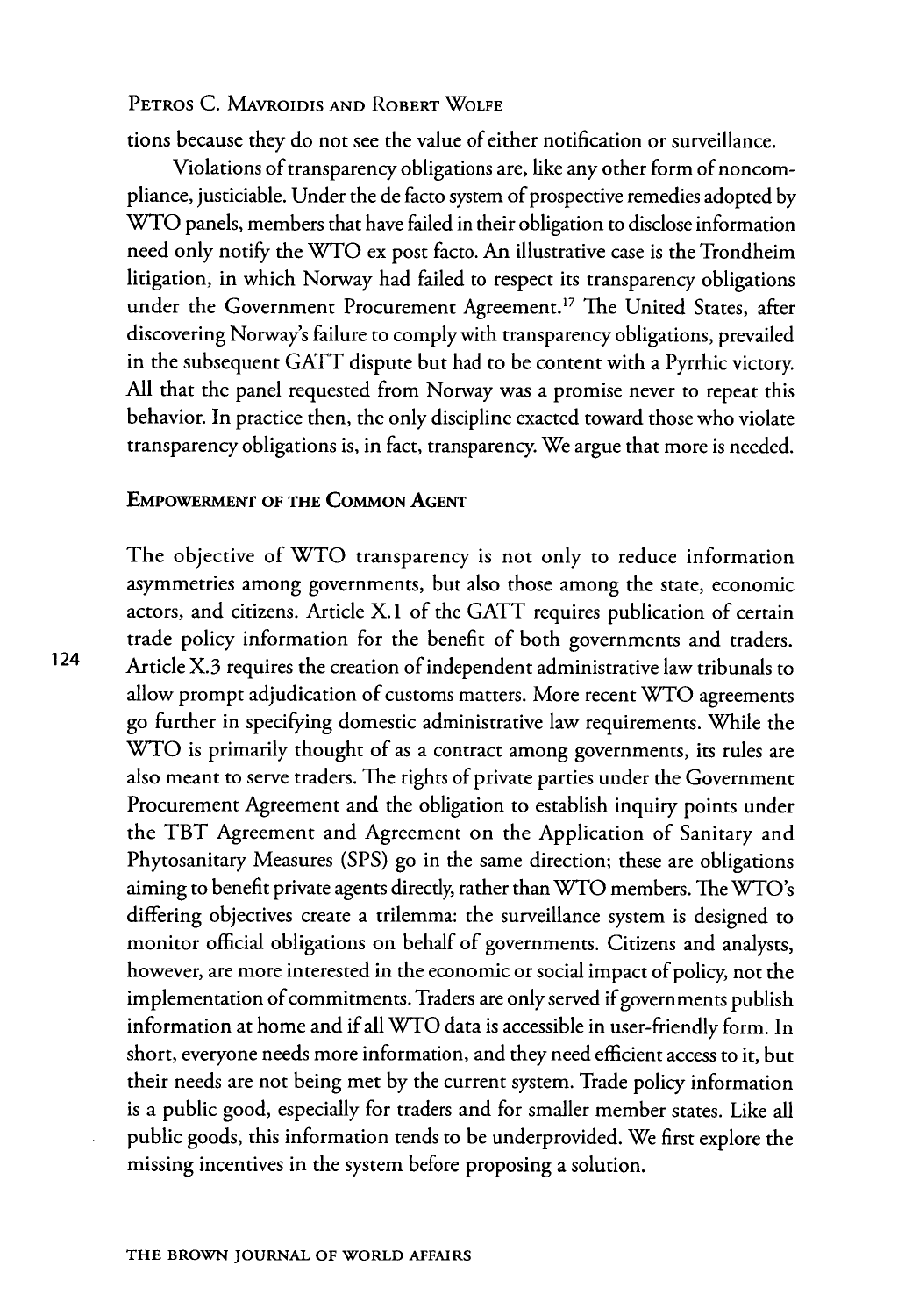tions because they do not see the value of either notification or surveillance.

Violations of transparency obligations are, like any other form of noncompliance, justiciable. Under the de facto system of prospective remedies adopted by WTO panels, members that have failed in their obligation to disclose information need only notify the WTO ex post facto. An illustrative case is the Trondheim litigation, in which Norway had failed to respect its transparency obligations under the Government Procurement Agreement.[17] The United States, after discovering Norway's failure to comply with transparency obligations, prevailed in the subsequent GATT dispute but had to be content with a Pyrrhic victory. All that the panel requested from Norway was a promise never to repeat this behavior. In practice then, the only discipline exacted toward those who violate transparency obligations is, in fact, transparency. We argue that more is needed.

## Empowerment of the Common Agent

The objective of WTO transparency is not only to reduce information asymmetries among governments, but also those among the state, economic actors, and citizens. Article X.1 of the GATT requires publication of certain trade policy information for the benefit of both governments and traders. Article X.3 requires the creation of independent administrative law tribunals to allow prompt adjudication of customs matters. More recent WTO agreements go further in specifying domestic administrative law requirements. While the WTO is primarily thought of as a contract among governments, its rules are also meant to serve traders. The rights of private parties under the Government Procurement Agreement and the obligation to establish inquiry points under the TBT Agreement and Agreement on the Application of Sanitary and Phytosanitary Measures (SPS) go in the same direction; these are obligations aiming to benefit private agents directly, rather than WTO members. The WTO's differing objectives create a trilemma: the surveillance system is designed to monitor official obligations on behalf of governments. Citizens and analysts, however, are more interested in the economic or social impact of policy, not the implementation of commitments. Traders are only served if governments publish information at home and if all WTO data is accessible in user-friendly form. In short, everyone needs more information, and they need efficient access to it, but their needs are not being met by the current system. Trade policy information is a public good, especially for traders and for smaller member states. Like all public goods, this information tends to be underprovided. We first explore the missing incentives in the system before proposing a solution.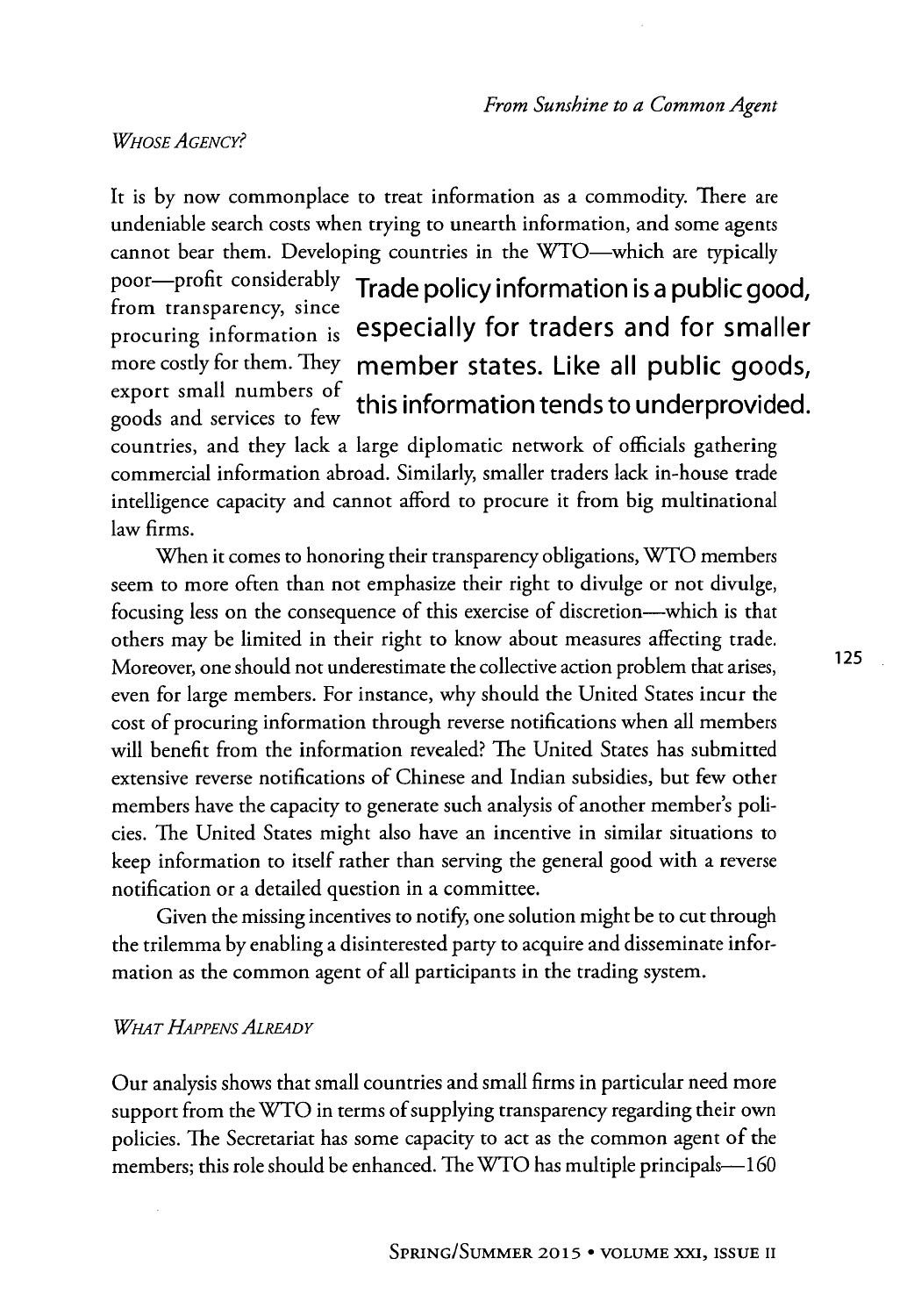### *Whose Agency?*

It is by now commonplace to treat information as a commodity. There are undeniable search costs when trying to unearth information, and some agents cannot bear them. Developing countries in the WTO—which are typically poor—profit considerably from transparency, since procuring information is more costly for them. They export small numbers of goods and services to few countries, and they lack a large diplomatic network of officials gathering commercial information abroad. Similarly, smaller traders lack in-house trade intelligence capacity and cannot afford to procure it from big multinational law firms.

**Trade policy information is a public good, especially for traders and for smaller member states. Like all public goods, this information tends to underprovided.**

When it comes to honoring their transparency obligations, WTO members seem to more often than not emphasize their right to divulge or not divulge, focusing less on the consequence of this exercise of discretion—which is that others may be limited in their right to know about measures affecting trade. Moreover, one should not underestimate the collective action problem that arises, even for large members. For instance, why should the United States incur the cost of procuring information through reverse notifications when all members will benefit from the information revealed? The United States has submitted extensive reverse notifications of Chinese and Indian subsidies, but few other members have the capacity to generate such analysis of another member's policies. The United States might also have an incentive in similar situations to keep information to itself rather than serving the general good with a reverse notification or a detailed question in a committee.

Given the missing incentives to notify, one solution might be to cut through the trilemma by enabling a disinterested party to acquire and disseminate information as the common agent of all participants in the trading system.

### *What Happens Already*

Our analysis shows that small countries and small firms in particular need more support from the WTO in terms of supplying transparency regarding their own policies. The Secretariat has some capacity to act as the common agent of the members; this role should be enhanced. The WTO has multiple principals—160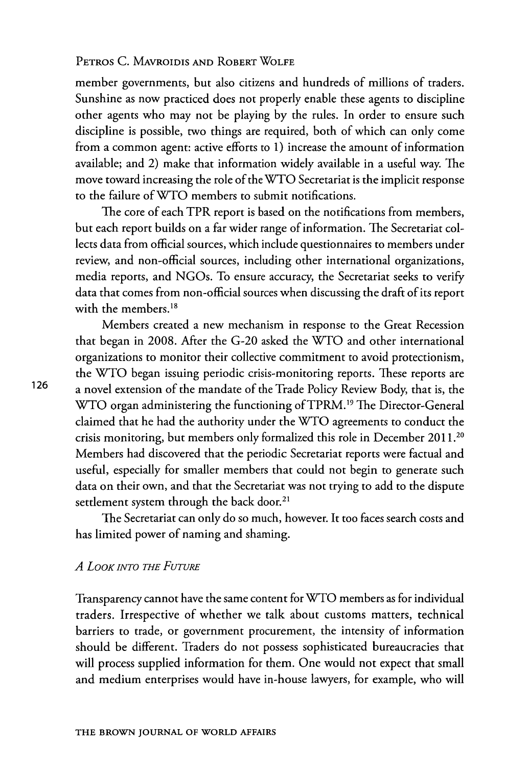member governments, but also citizens and hundreds of millions of traders. Sunshine as now practiced does not properly enable these agents to discipline other agents who may not be playing by the rules. In order to ensure such discipline is possible, two things are required, both of which can only come from a common agent: active efforts to 1) increase the amount of information available; and 2) make that information widely available in a useful way. The move toward increasing the role of the WTO Secretariat is the implicit response to the failure of WTO members to submit notifications.

The core of each TPR report is based on the notifications from members, but each report builds on a far wider range of information. The Secretariat collects data from official sources, which include questionnaires to members under review, and non-official sources, including other international organizations, media reports, and NGOs. To ensure accuracy, the Secretariat seeks to verify data that comes from non-official sources when discussing the draft of its report with the members.[18]

Members created a new mechanism in response to the Great Recession that began in 2008. After the G-20 asked the WTO and other international organizations to monitor their collective commitment to avoid protectionism, the WTO began issuing periodic crisis-monitoring reports. These reports are a novel extension of the mandate of the Trade Policy Review Body, that is, the WTO organ administering the functioning of TPRM.[19] The Director-General claimed that he had the authority under the WTO agreements to conduct the crisis monitoring, but members only formalized this role in December 2011.[20] Members had discovered that the periodic Secretariat reports were factual and useful, especially for smaller members that could not begin to generate such data on their own, and that the Secretariat was not trying to add to the dispute settlement system through the back door.[21]

The Secretariat can only do so much, however. It too faces search costs and has limited power of naming and shaming.

### *A Look into the Future*

Transparency cannot have the same content for WTO members as for individual traders. Irrespective of whether we talk about customs matters, technical barriers to trade, or government procurement, the intensity of information should be different. Traders do not possess sophisticated bureaucracies that will process supplied information for them. One would not expect that small and medium enterprises would have in-house lawyers, for example, who will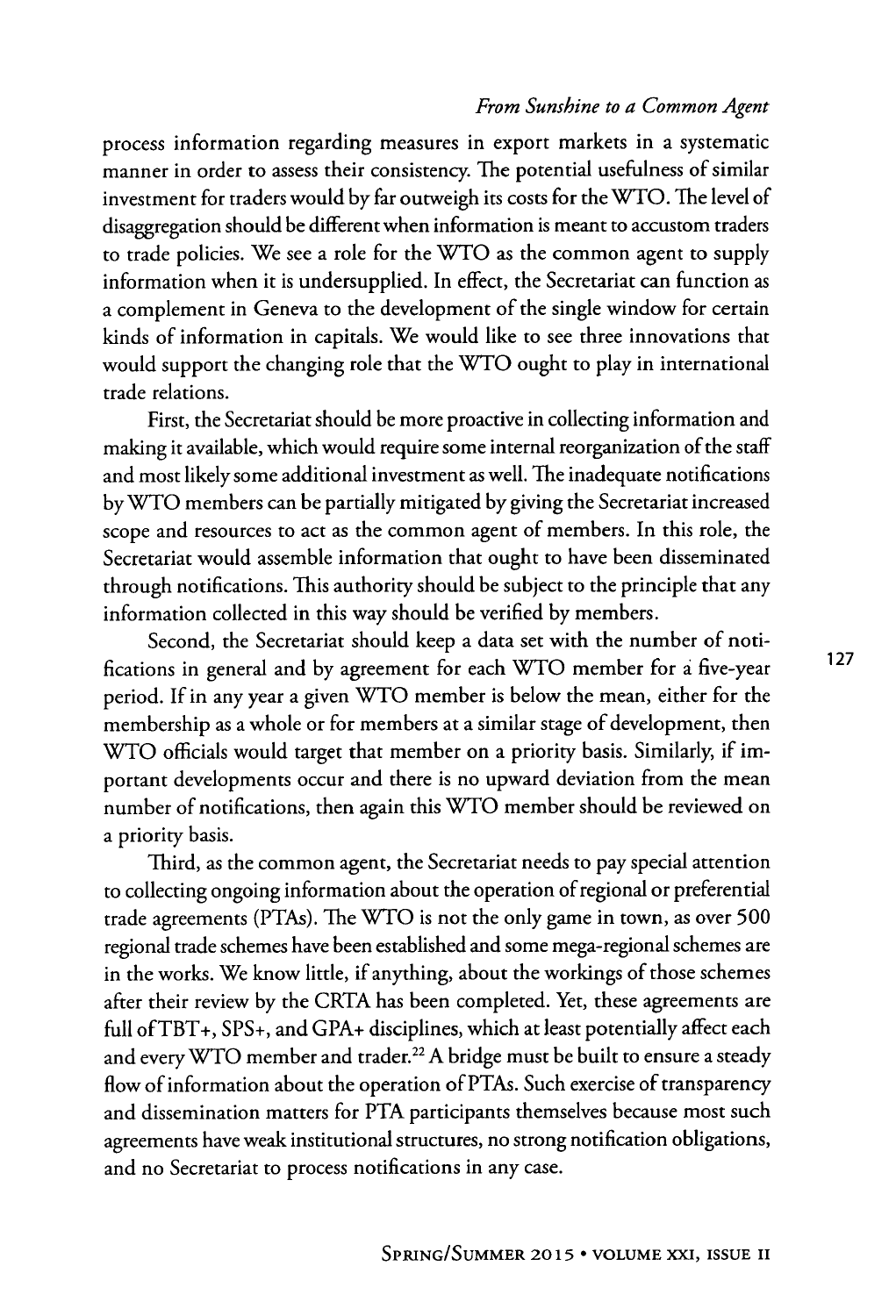process information regarding measures in export markets in a systematic manner in order to assess their consistency. The potential usefulness of similar investment for traders would by far outweigh its costs for the WTO. The level of disaggregation should be different when information is meant to accustom traders to trade policies. We see a role for the WTO as the common agent to supply information when it is undersupplied. In effect, the Secretariat can function as a complement in Geneva to the development of the single window for certain kinds of information in capitals. We would like to see three innovations that would support the changing role that the WTO ought to play in international trade relations.

First, the Secretariat should be more proactive in collecting information and making it available, which would require some internal reorganization of the staff and most likely some additional investment as well. The inadequate notifications by WTO members can be partially mitigated by giving the Secretariat increased scope and resources to act as the common agent of members. In this role, the Secretariat would assemble information that ought to have been disseminated through notifications. This authority should be subject to the principle that any information collected in this way should be verified by members.

Second, the Secretariat should keep a data set with the number of notifications in general and by agreement for each WTO member for a five-year period. If in any year a given WTO member is below the mean, either for the membership as a whole or for members at a similar stage of development, then WTO officials would target that member on a priority basis. Similarly, if important developments occur and there is no upward deviation from the mean number of notifications, then again this WTO member should be reviewed on a priority basis.

Third, as the common agent, the Secretariat needs to pay special attention to collecting ongoing information about the operation of regional or preferential trade agreements (PTAs). The WTO is not the only game in town, as over 500 regional trade schemes have been established and some mega-regional schemes are in the works. We know little, if anything, about the workings of those schemes after their review by the CRTA has been completed. Yet, these agreements are full of TBT+, SPS+, and GPA+ disciplines, which at least potentially affect each and every WTO member and trader.[22] A bridge must be built to ensure a steady flow of information about the operation of PTAs. Such exercise of transparency and dissemination matters for PTA participants themselves because most such agreements have weak institutional structures, no strong notification obligations, and no Secretariat to process notifications in any case.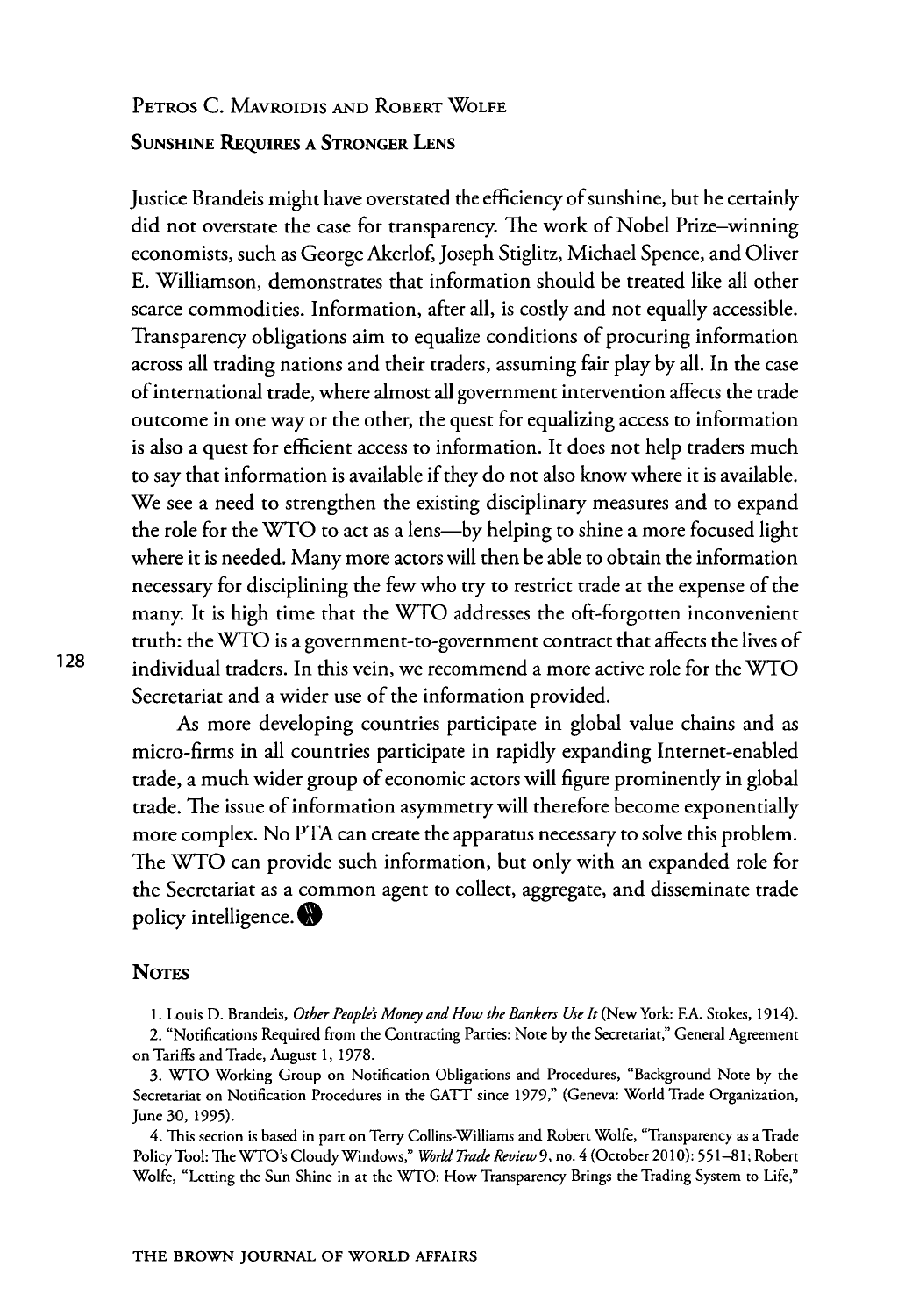Petros C. Mavroidis and Robert Wolfe

### Sunshine Requires a Stronger Lens

Justice Brandeis might have overstated the efficiency of sunshine, but he certainly did not overstate the case for transparency. The work of Nobel Prize–winning economists, such as George Akerlof, Joseph Stiglitz, Michael Spence, and Oliver E. Williamson, demonstrates that information should be treated like all other scarce commodities. Information, after all, is costly and not equally accessible. Transparency obligations aim to equalize conditions of procuring information across all trading nations and their traders, assuming fair play by all. In the case of international trade, where almost all government intervention affects the trade outcome in one way or the other, the quest for equalizing access to information is also a quest for efficient access to information. It does not help traders much to say that information is available if they do not also know where it is available. We see a need to strengthen the existing disciplinary measures and to expand the role for the WTO to act as a lens—by helping to shine a more focused light where it is needed. Many more actors will then be able to obtain the information necessary for disciplining the few who try to restrict trade at the expense of the many. It is high time that the WTO addresses the oft-forgotten inconvenient truth: the WTO is a government-to-government contract that affects the lives of individual traders. In this vein, we recommend a more active role for the WTO Secretariat and a wider use of the information provided.

As more developing countries participate in global value chains and as micro-firms in all countries participate in rapidly expanding Internet-enabled trade, a much wider group of economic actors will figure prominently in global trade. The issue of information asymmetry will therefore become exponentially more complex. No PTA can create the apparatus necessary to solve this problem. The WTO can provide such information, but only with an expanded role for the Secretariat as a common agent to collect, aggregate, and disseminate trade policy intelligence.

### Notes

1. Louis D. Brandeis, *Other People's Money and How the Bankers Use It* (New York: F.A. Stokes, 1914).

2. "Notifications Required from the Contracting Parties: Note by the Secretariat," General Agreement on Tariffs and Trade, August 1, 1978.

3. WTO Working Group on Notification Obligations and Procedures, "Background Note by the Secretariat on Notification Procedures in the GATT since 1979," (Geneva: World Trade Organization, June 30, 1995).

4. This section is based in part on Terry Collins-Williams and Robert Wolfe, "Transparency as a Trade Policy Tool: The WTO's Cloudy Windows," *World Trade Review* 9, no. 4 (October 2010): 551–81; Robert Wolfe, "Letting the Sun Shine in at the WTO: How Transparency Brings the Trading System to Life,"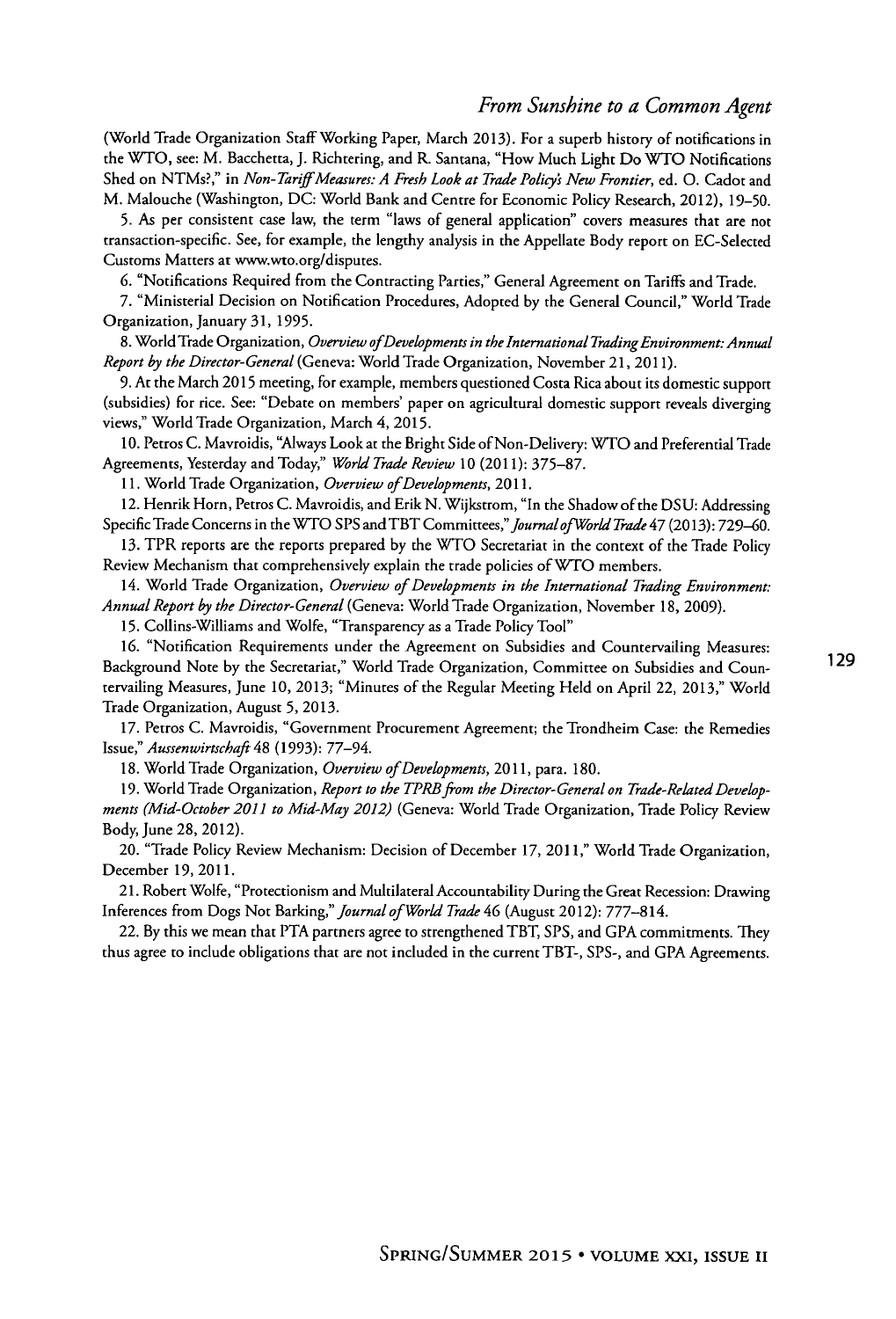(World Trade Organization Staff Working Paper, March 2013). For a superb history of notifications in the WTO, see: M. Bacchetta, J. Richtering, and R. Santana, "How Much Light Do WTO Notifications Shed on NTMs?," in *Non-Tariff Measures: A Fresh Look at Trade Policy's New Frontier*, ed. O. Cadot and M. Malouche (Washington, DC: World Bank and Centre for Economic Policy Research, 2012), 19–50.

5. As per consistent case law, the term "laws of general application" covers measures that are not transaction-specific. See, for example, the lengthy analysis in the Appellate Body report on EC-Selected Customs Matters at www.wto.org/disputes.

6. "Notifications Required from the Contracting Parties," General Agreement on Tariffs and Trade.

7. "Ministerial Decision on Notification Procedures, Adopted by the General Council," World Trade Organization, January 31, 1995.

8. World Trade Organization, *Overview of Developments in the International Trading Environment: Annual Report by the Director-General* (Geneva: World Trade Organization, November 21, 2011).

9. At the March 2015 meeting, for example, members questioned Costa Rica about its domestic support (subsidies) for rice. See: "Debate on members' paper on agricultural domestic support reveals diverging views," World Trade Organization, March 4, 2015.

10. Petros C. Mavroidis, "Always Look at the Bright Side of Non-Delivery: WTO and Preferential Trade Agreements, Yesterday and Today," *World Trade Review* 10 (2011): 375–87.

11. World Trade Organization, *Overview of Developments*, 2011.

12. Henrik Horn, Petros C. Mavroidis, and Erik N. Wijkstrom, "In the Shadow of the DSU: Addressing Specific Trade Concerns in the WTO SPS and TBT Committees," *Journal of World Trade* 47 (2013): 729–60.

13. TPR reports are the reports prepared by the WTO Secretariat in the context of the Trade Policy Review Mechanism that comprehensively explain the trade policies of WTO members.

14. World Trade Organization, *Overview of Developments in the International Trading Environment: Annual Report by the Director-General* (Geneva: World Trade Organization, November 18, 2009).

15. Collins-Williams and Wolfe, "Transparency as a Trade Policy Tool"

16. "Notification Requirements under the Agreement on Subsidies and Countervailing Measures: Background Note by the Secretariat," World Trade Organization, Committee on Subsidies and Countervailing Measures, June 10, 2013; "Minutes of the Regular Meeting Held on April 22, 2013," World Trade Organization, August 5, 2013.

17. Petros C. Mavroidis, "Government Procurement Agreement; the Trondheim Case: the Remedies Issue," *Aussenwirtschaft* 48 (1993): 77–94.

18. World Trade Organization, *Overview of Developments*, 2011, para. 180.

19. World Trade Organization, *Report to the TPRB from the Director-General on Trade-Related Developments (Mid-October 2011 to Mid-May 2012)* (Geneva: World Trade Organization, Trade Policy Review Body, June 28, 2012).

20. "Trade Policy Review Mechanism: Decision of December 17, 2011," World Trade Organization, December 19, 2011.

21. Robert Wolfe, "Protectionism and Multilateral Accountability During the Great Recession: Drawing Inferences from Dogs Not Barking," *Journal of World Trade* 46 (August 2012): 777–814.

22. By this we mean that PTA partners agree to strengthened TBT, SPS, and GPA commitments. They thus agree to include obligations that are not included in the current TBT-, SPS-, and GPA Agreements.